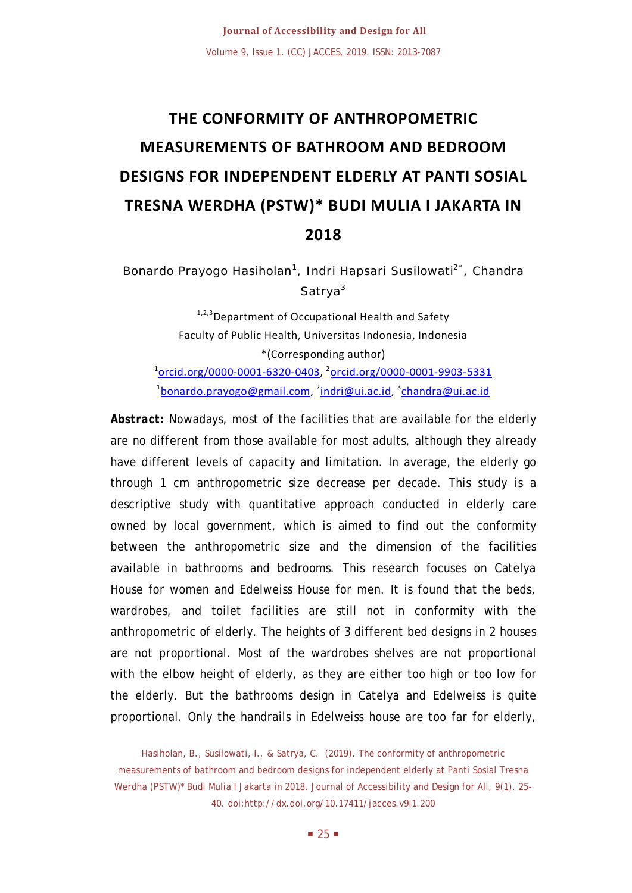# THE CONFORMITY OF ANTHROPOMETRIC MEASUREMENTS OF BATHROOM AND BEDROOM DESIGNS FOR INDEPENDENT ELDERLY AT PANTI SOSIAL TRESNA WERDHA (PSTW)* BUDI MULIA I JAKARTA IN 2018

Bonardo Prayogo Hasiholan[1], Indri Hapsari Susilowati[2*], Chandra Satrya[3]

[1,2,3]Department of Occupational Health and Safety
Faculty of Public Health, Universitas Indonesia, Indonesia
*(Corresponding author)
[1]orcid.org/0000-0001-6320-0403, [2]orcid.org/0000-0001-9903-5331
[1]bonardo.prayogo@gmail.com, [2]indri@ui.ac.id, [3]chandra@ui.ac.id

**Abstract:** Nowadays, most of the facilities that are available for the elderly are no different from those available for most adults, although they already have different levels of capacity and limitation. In average, the elderly go through 1 cm anthropometric size decrease per decade. This study is a descriptive study with quantitative approach conducted in elderly care owned by local government, which is aimed to find out the conformity between the anthropometric size and the dimension of the facilities available in bathrooms and bedrooms. This research focuses on Catelya House for women and Edelweiss House for men. It is found that the beds, wardrobes, and toilet facilities are still not in conformity with the anthropometric of elderly. The heights of 3 different bed designs in 2 houses are not proportional. Most of the wardrobes shelves are not proportional with the elbow height of elderly, as they are either too high or too low for the elderly. But the bathrooms design in Catelya and Edelweiss is quite proportional. Only the handrails in Edelweiss house are too far for elderly,

Hasiholan, B., Susilowati, I., & Satrya, C. (2019). The conformity of anthropometric measurements of bathroom and bedroom designs for independent elderly at Panti Sosial Tresna Werdha (PSTW)* Budi Mulia I Jakarta in 2018. Journal of Accessibility and Design for All, 9(1). 25-40. doi:http://dx.doi.org/10.17411/jacces.v9i1.200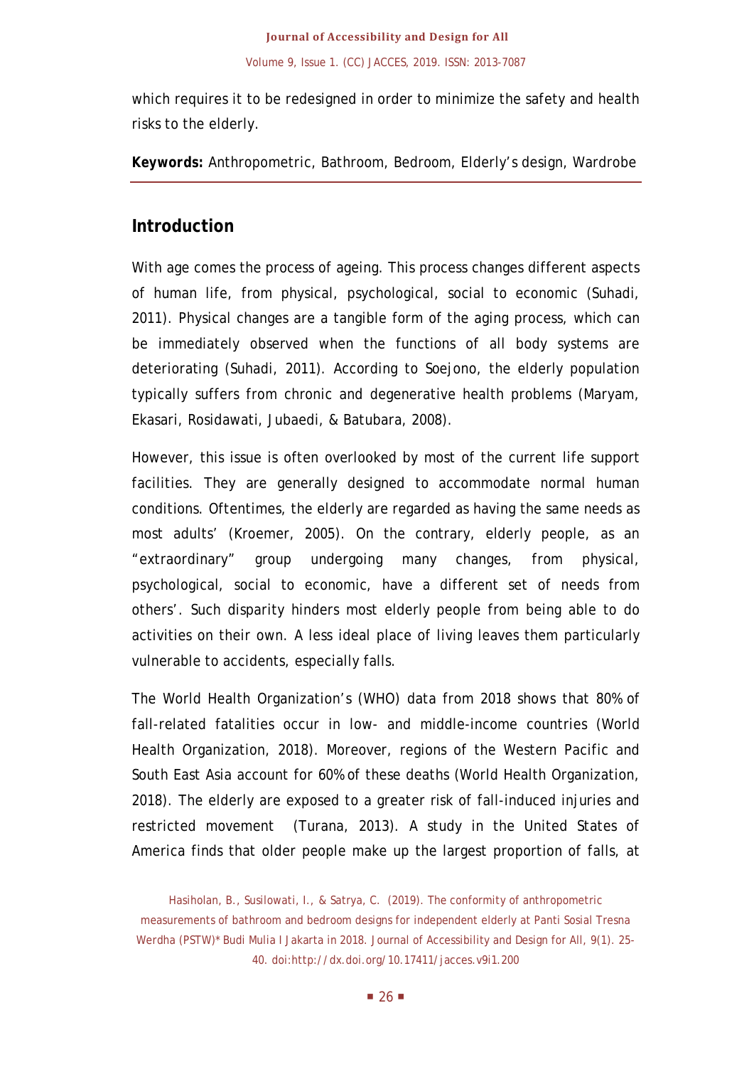which requires it to be redesigned in order to minimize the safety and health risks to the elderly.

**Keywords:** Anthropometric, Bathroom, Bedroom, Elderly's design, Wardrobe

## Introduction

With age comes the process of ageing. This process changes different aspects of human life, from physical, psychological, social to economic (Suhadi, 2011). Physical changes are a tangible form of the aging process, which can be immediately observed when the functions of all body systems are deteriorating (Suhadi, 2011). According to Soejono, the elderly population typically suffers from chronic and degenerative health problems (Maryam, Ekasari, Rosidawati, Jubaedi, & Batubara, 2008).

However, this issue is often overlooked by most of the current life support facilities. They are generally designed to accommodate normal human conditions. Oftentimes, the elderly are regarded as having the same needs as most adults' (Kroemer, 2005). On the contrary, elderly people, as an "extraordinary" group undergoing many changes, from physical, psychological, social to economic, have a different set of needs from others'. Such disparity hinders most elderly people from being able to do activities on their own. A less ideal place of living leaves them particularly vulnerable to accidents, especially falls.

The World Health Organization's (WHO) data from 2018 shows that 80% of fall-related fatalities occur in low- and middle-income countries (World Health Organization, 2018). Moreover, regions of the Western Pacific and South East Asia account for 60% of these deaths (World Health Organization, 2018). The elderly are exposed to a greater risk of fall-induced injuries and restricted movement (Turana, 2013). A study in the United States of America finds that older people make up the largest proportion of falls, at

Hasiholan, B., Susilowati, I., & Satrya, C. (2019). The conformity of anthropometric measurements of bathroom and bedroom designs for independent elderly at Panti Sosial Tresna Werdha (PSTW)* Budi Mulia I Jakarta in 2018. Journal of Accessibility and Design for All, 9(1). 25-40. doi:http://dx.doi.org/10.17411/jacces.v9i1.200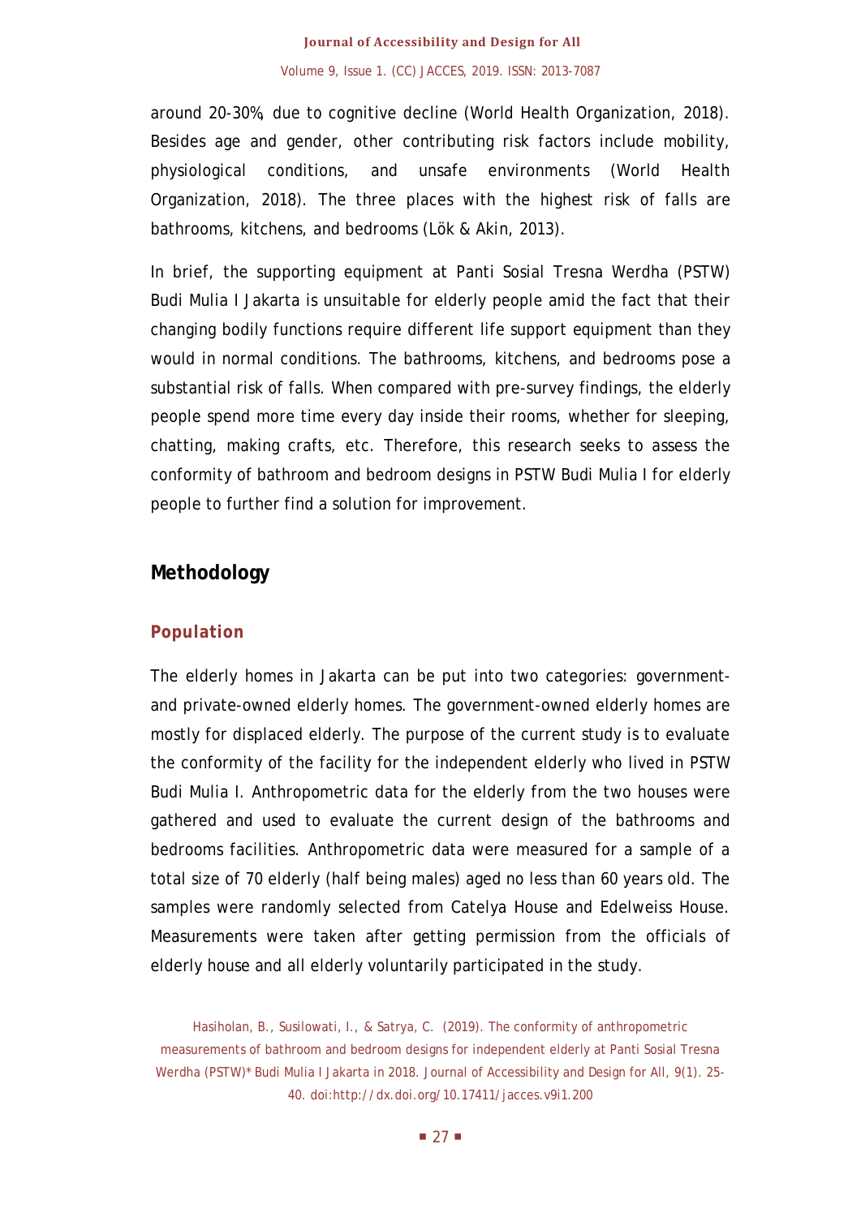around 20-30%, due to cognitive decline (World Health Organization, 2018). Besides age and gender, other contributing risk factors include mobility, physiological conditions, and unsafe environments (World Health Organization, 2018). The three places with the highest risk of falls are bathrooms, kitchens, and bedrooms (Lök & Akin, 2013).

In brief, the supporting equipment at Panti Sosial Tresna Werdha (PSTW) Budi Mulia I Jakarta is unsuitable for elderly people amid the fact that their changing bodily functions require different life support equipment than they would in normal conditions. The bathrooms, kitchens, and bedrooms pose a substantial risk of falls. When compared with pre-survey findings, the elderly people spend more time every day inside their rooms, whether for sleeping, chatting, making crafts, etc. Therefore, this research seeks to assess the conformity of bathroom and bedroom designs in PSTW Budi Mulia I for elderly people to further find a solution for improvement.

## Methodology

### Population

The elderly homes in Jakarta can be put into two categories: government- and private-owned elderly homes. The government-owned elderly homes are mostly for displaced elderly. The purpose of the current study is to evaluate the conformity of the facility for the independent elderly who lived in PSTW Budi Mulia I. Anthropometric data for the elderly from the two houses were gathered and used to evaluate the current design of the bathrooms and bedrooms facilities. Anthropometric data were measured for a sample of a total size of 70 elderly (half being males) aged no less than 60 years old. The samples were randomly selected from Catelya House and Edelweiss House. Measurements were taken after getting permission from the officials of elderly house and all elderly voluntarily participated in the study.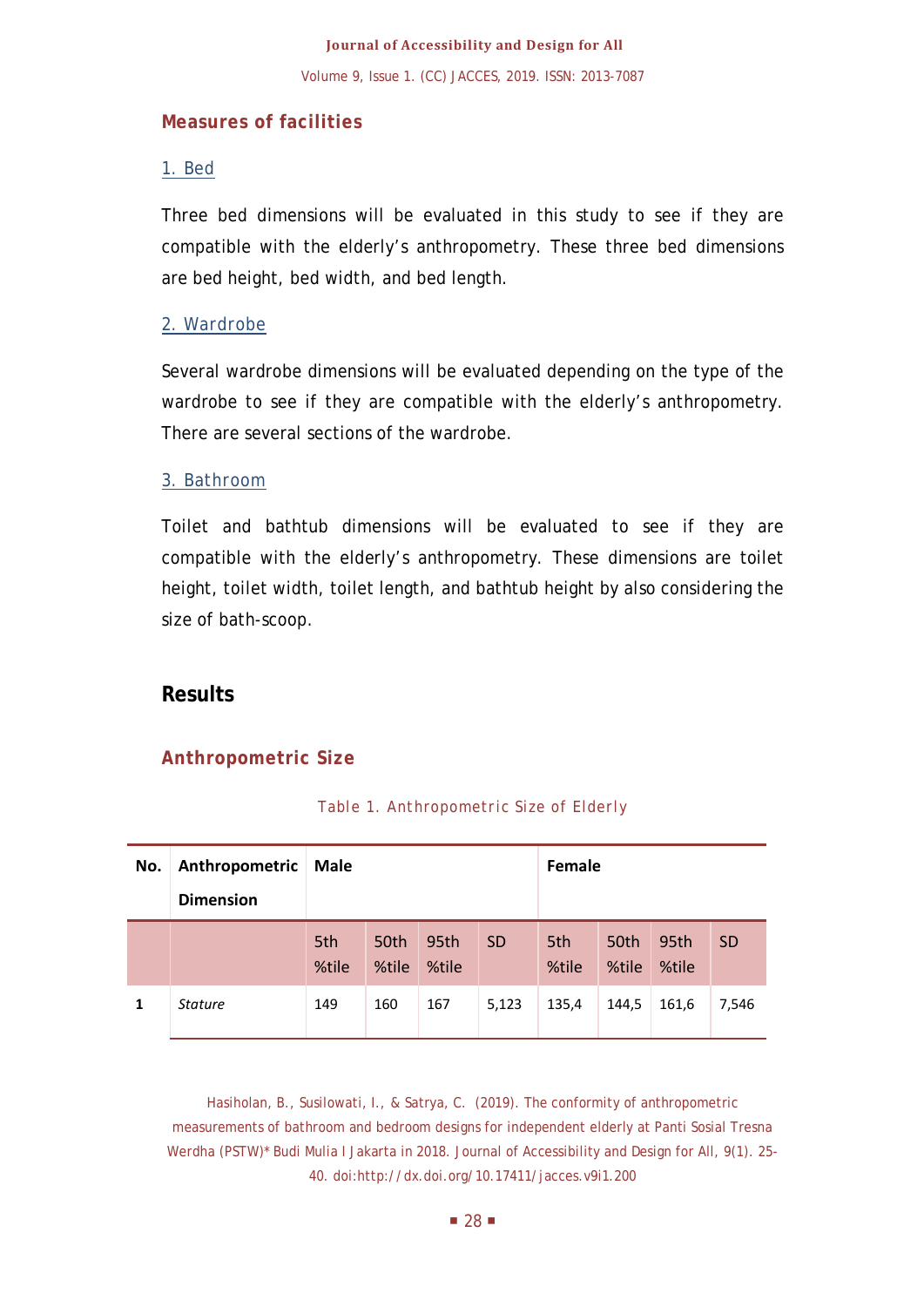### Measures of facilities

#### 1. Bed

Three bed dimensions will be evaluated in this study to see if they are compatible with the elderly's anthropometry. These three bed dimensions are bed height, bed width, and bed length.

#### 2. Wardrobe

Several wardrobe dimensions will be evaluated depending on the type of the wardrobe to see if they are compatible with the elderly's anthropometry. There are several sections of the wardrobe.

#### 3. Bathroom

Toilet and bathtub dimensions will be evaluated to see if they are compatible with the elderly's anthropometry. These dimensions are toilet height, toilet width, toilet length, and bathtub height by also considering the size of bath-scoop.

## Results

### Anthropometric Size

Table 1. Anthropometric Size of Elderly

| No. | Anthropometric Dimension | Male | | | | Female | | | |
|---|---|---|---|---|---|---|---|---|---|
| | | 5th %tile | 50th %tile | 95th %tile | SD | 5th %tile | 50th %tile | 95th %tile | SD |
| 1 | *Stature* | 149 | 160 | 167 | 5,123 | 135,4 | 144,5 | 161,6 | 7,546 |

Hasiholan, B., Susilowati, I., & Satrya, C. (2019). The conformity of anthropometric measurements of bathroom and bedroom designs for independent elderly at Panti Sosial Tresna Werdha (PSTW)* Budi Mulia I Jakarta in 2018. Journal of Accessibility and Design for All, 9(1). 25-40. doi:http://dx.doi.org/10.17411/jacces.v9i1.200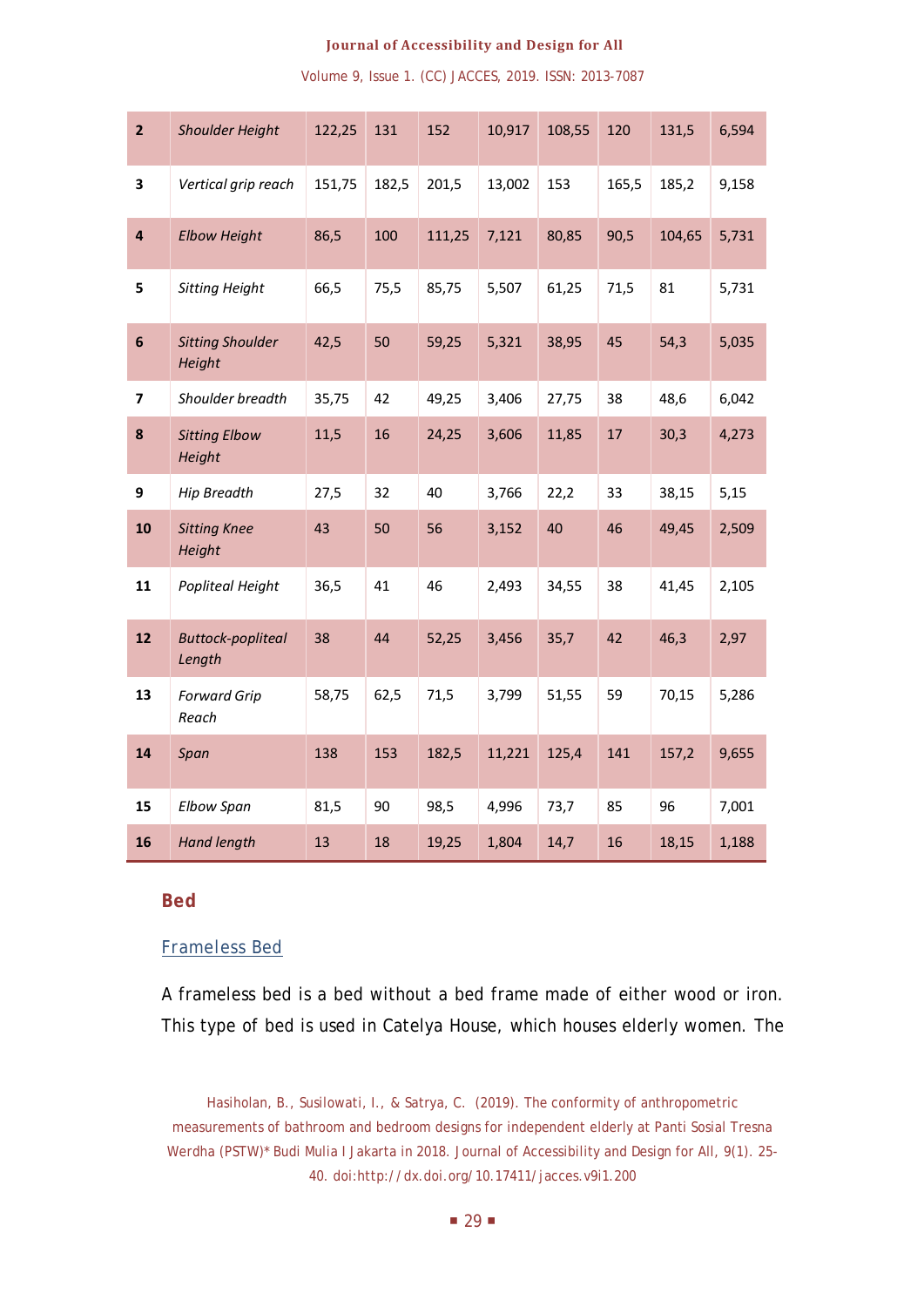| 2 | *Shoulder Height* | 122,25 | 131 | 152 | 10,917 | 108,55 | 120 | 131,5 | 6,594 |
|---|---|---|---|---|---|---|---|---|---|
| 3 | *Vertical grip reach* | 151,75 | 182,5 | 201,5 | 13,002 | 153 | 165,5 | 185,2 | 9,158 |
| 4 | *Elbow Height* | 86,5 | 100 | 111,25 | 7,121 | 80,85 | 90,5 | 104,65 | 5,731 |
| 5 | *Sitting Height* | 66,5 | 75,5 | 85,75 | 5,507 | 61,25 | 71,5 | 81 | 5,731 |
| 6 | *Sitting Shoulder Height* | 42,5 | 50 | 59,25 | 5,321 | 38,95 | 45 | 54,3 | 5,035 |
| 7 | *Shoulder breadth* | 35,75 | 42 | 49,25 | 3,406 | 27,75 | 38 | 48,6 | 6,042 |
| 8 | *Sitting Elbow Height* | 11,5 | 16 | 24,25 | 3,606 | 11,85 | 17 | 30,3 | 4,273 |
| 9 | *Hip Breadth* | 27,5 | 32 | 40 | 3,766 | 22,2 | 33 | 38,15 | 5,15 |
| 10 | *Sitting Knee Height* | 43 | 50 | 56 | 3,152 | 40 | 46 | 49,45 | 2,509 |
| 11 | *Popliteal Height* | 36,5 | 41 | 46 | 2,493 | 34,55 | 38 | 41,45 | 2,105 |
| 12 | *Buttock-popliteal Length* | 38 | 44 | 52,25 | 3,456 | 35,7 | 42 | 46,3 | 2,97 |
| 13 | *Forward Grip Reach* | 58,75 | 62,5 | 71,5 | 3,799 | 51,55 | 59 | 70,15 | 5,286 |
| 14 | *Span* | 138 | 153 | 182,5 | 11,221 | 125,4 | 141 | 157,2 | 9,655 |
| 15 | *Elbow Span* | 81,5 | 90 | 98,5 | 4,996 | 73,7 | 85 | 96 | 7,001 |
| 16 | *Hand length* | 13 | 18 | 19,25 | 1,804 | 14,7 | 16 | 18,15 | 1,188 |

## Bed

### Frameless Bed

A frameless bed is a bed without a bed frame made of either wood or iron. This type of bed is used in Catelya House, which houses elderly women. The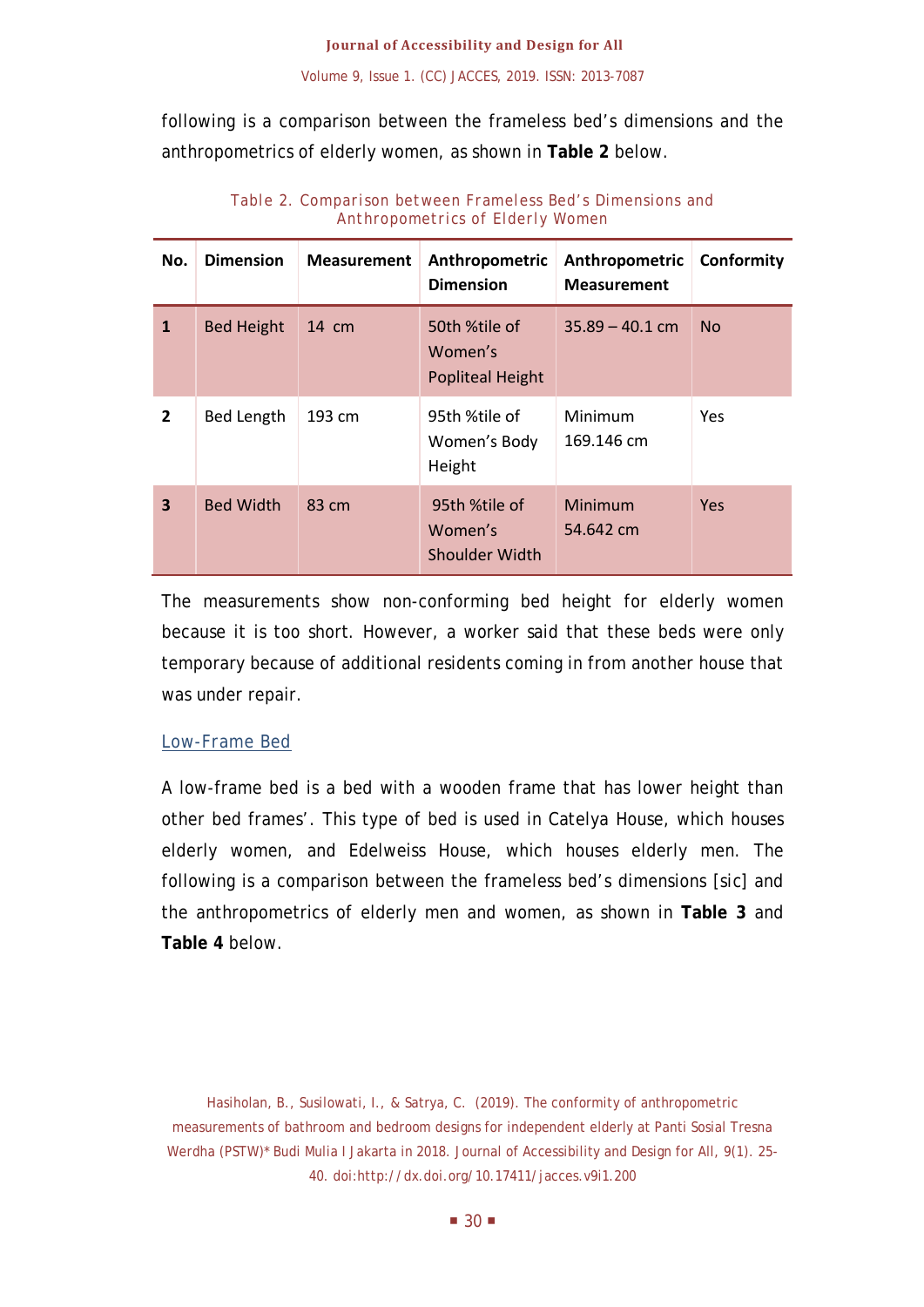following is a comparison between the frameless bed's dimensions and the anthropometrics of elderly women, as shown in **Table 2** below.

Table 2. Comparison between Frameless Bed's Dimensions and Anthropometrics of Elderly Women

| No. | Dimension | Measurement | Anthropometric Dimension | Anthropometric Measurement | Conformity |
|---|---|---|---|---|---|
| **1** | Bed Height | 14 cm | 50th %tile of Women's Popliteal Height | 35.89 – 40.1 cm | No |
| **2** | Bed Length | 193 cm | 95th %tile of Women's Body Height | Minimum 169.146 cm | Yes |
| **3** | Bed Width | 83 cm | 95th %tile of Women's Shoulder Width | Minimum 54.642 cm | Yes |

The measurements show non-conforming bed height for elderly women because it is too short. However, a worker said that these beds were only temporary because of additional residents coming in from another house that was under repair.

### Low-Frame Bed

A low-frame bed is a bed with a wooden frame that has lower height than other bed frames'. This type of bed is used in Catelya House, which houses elderly women, and Edelweiss House, which houses elderly men. The following is a comparison between the frameless bed's dimensions [sic] and the anthropometrics of elderly men and women, as shown in **Table 3** and **Table 4** below.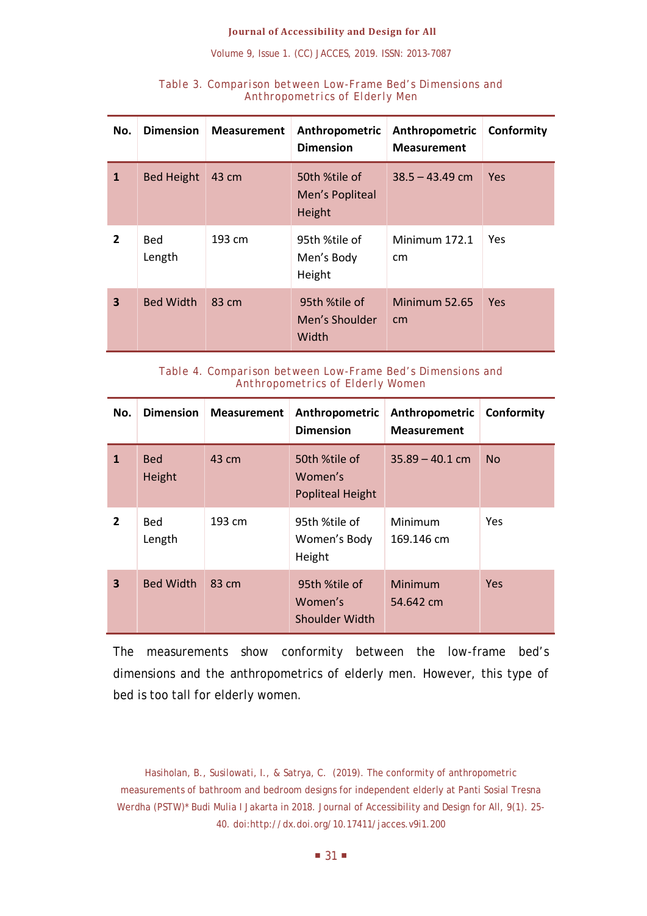Table 3. Comparison between Low-Frame Bed's Dimensions and Anthropometrics of Elderly Men

| No. | Dimension | Measurement | Anthropometric Dimension | Anthropometric Measurement | Conformity |
|---|---|---|---|---|---|
| 1 | Bed Height | 43 cm | 50th %tile of Men's Popliteal Height | 38.5 – 43.49 cm | Yes |
| 2 | Bed Length | 193 cm | 95th %tile of Men's Body Height | Minimum 172.1 cm | Yes |
| 3 | Bed Width | 83 cm | 95th %tile of Men's Shoulder Width | Minimum 52.65 cm | Yes |

Table 4. Comparison between Low-Frame Bed's Dimensions and Anthropometrics of Elderly Women

| No. | Dimension | Measurement | Anthropometric Dimension | Anthropometric Measurement | Conformity |
|---|---|---|---|---|---|
| 1 | Bed Height | 43 cm | 50th %tile of Women's Popliteal Height | 35.89 – 40.1 cm | No |
| 2 | Bed Length | 193 cm | 95th %tile of Women's Body Height | Minimum 169.146 cm | Yes |
| 3 | Bed Width | 83 cm | 95th %tile of Women's Shoulder Width | Minimum 54.642 cm | Yes |

The measurements show conformity between the low-frame bed's dimensions and the anthropometrics of elderly men. However, this type of bed is too tall for elderly women.

Hasiholan, B., Susilowati, I., & Satrya, C. (2019). The conformity of anthropometric measurements of bathroom and bedroom designs for independent elderly at Panti Sosial Tresna Werdha (PSTW)* Budi Mulia I Jakarta in 2018. Journal of Accessibility and Design for All, 9(1). 25-40. doi:http://dx.doi.org/10.17411/jacces.v9i1.200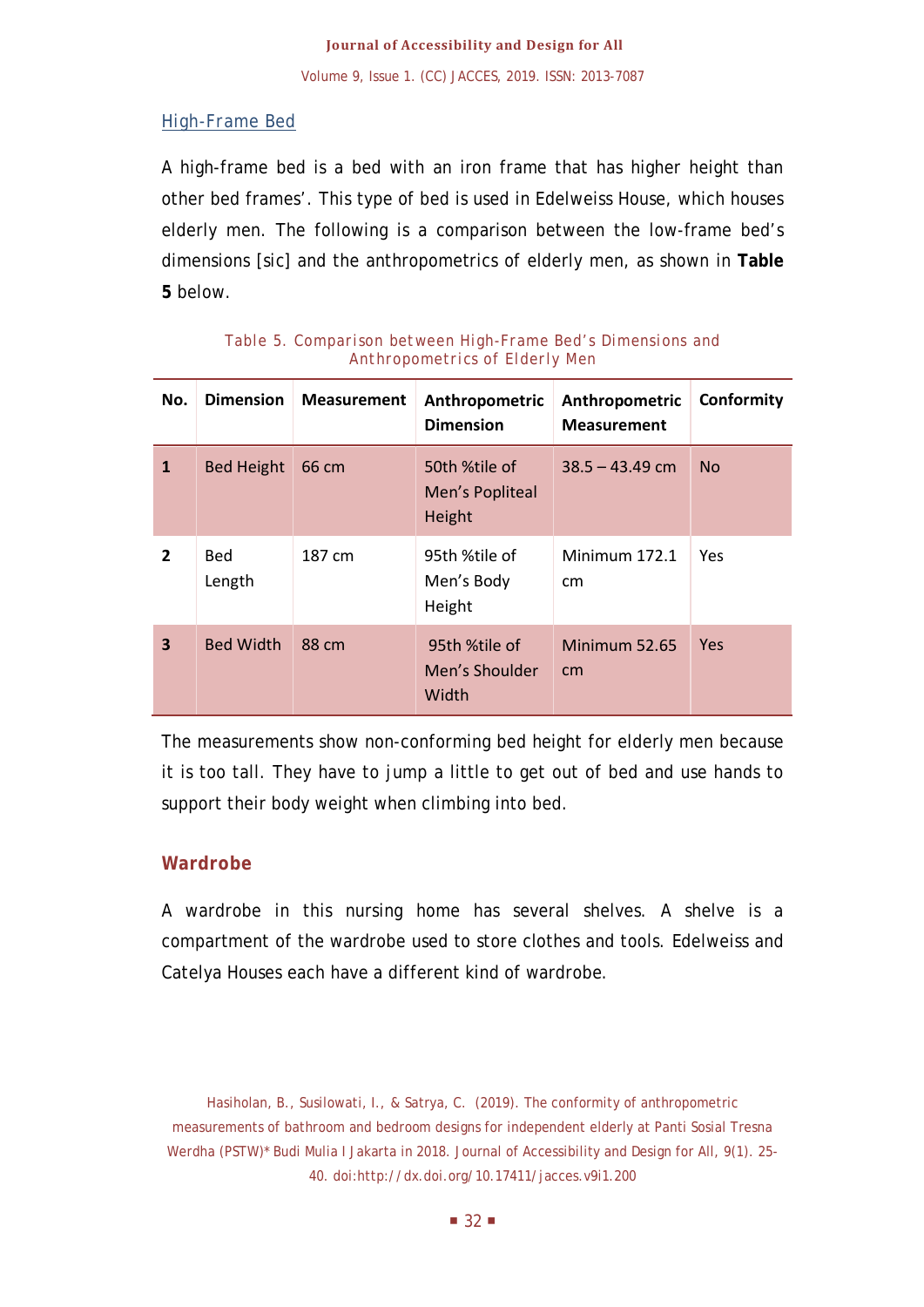### High-Frame Bed

A high-frame bed is a bed with an iron frame that has higher height than other bed frames'. This type of bed is used in Edelweiss House, which houses elderly men. The following is a comparison between the low-frame bed's dimensions [sic] and the anthropometrics of elderly men, as shown in **Table 5** below.

Table 5. Comparison between High-Frame Bed's Dimensions and Anthropometrics of Elderly Men

| No. | Dimension | Measurement | Anthropometric Dimension | Anthropometric Measurement | Conformity |
|---|---|---|---|---|---|
| **1** | Bed Height | 66 cm | 50th %tile of Men's Popliteal Height | 38.5 – 43.49 cm | No |
| **2** | Bed Length | 187 cm | 95th %tile of Men's Body Height | Minimum 172.1 cm | Yes |
| **3** | Bed Width | 88 cm | 95th %tile of Men's Shoulder Width | Minimum 52.65 cm | Yes |

The measurements show non-conforming bed height for elderly men because it is too tall. They have to jump a little to get out of bed and use hands to support their body weight when climbing into bed.

### Wardrobe

A wardrobe in this nursing home has several shelves. A shelve is a compartment of the wardrobe used to store clothes and tools. Edelweiss and Catelya Houses each have a different kind of wardrobe.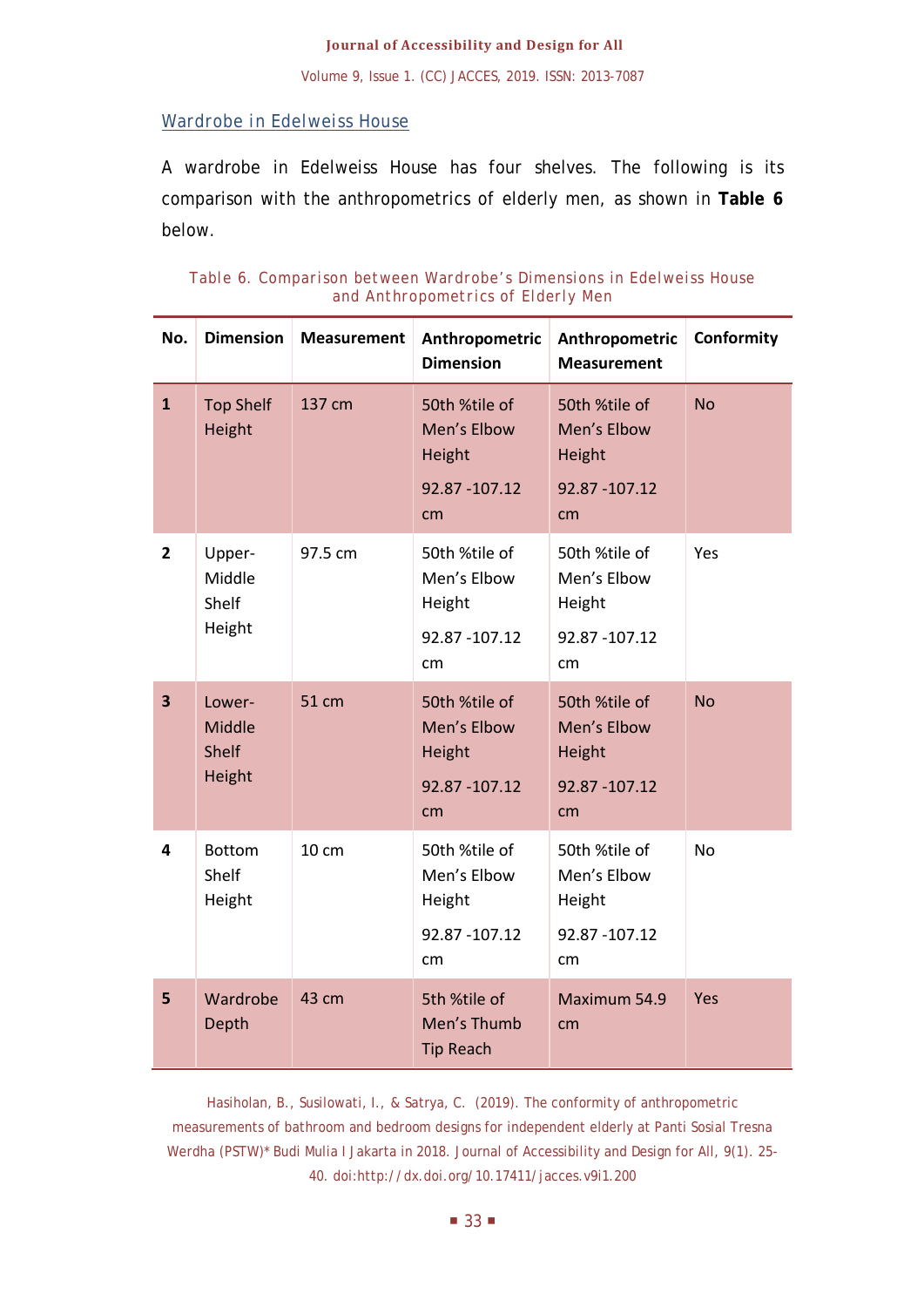### Wardrobe in Edelweiss House

A wardrobe in Edelweiss House has four shelves. The following is its comparison with the anthropometrics of elderly men, as shown in **Table 6** below.

Table 6. Comparison between Wardrobe's Dimensions in Edelweiss House and Anthropometrics of Elderly Men

| No. | Dimension | Measurement | Anthropometric Dimension | Anthropometric Measurement | Conformity |
|---|---|---|---|---|---|
| **1** | Top Shelf Height | 137 cm | 50th %tile of Men's Elbow Height 92.87 -107.12 cm | 50th %tile of Men's Elbow Height 92.87 -107.12 cm | No |
| **2** | Upper-Middle Shelf Height | 97.5 cm | 50th %tile of Men's Elbow Height 92.87 -107.12 cm | 50th %tile of Men's Elbow Height 92.87 -107.12 cm | Yes |
| **3** | Lower-Middle Shelf Height | 51 cm | 50th %tile of Men's Elbow Height 92.87 -107.12 cm | 50th %tile of Men's Elbow Height 92.87 -107.12 cm | No |
| **4** | Bottom Shelf Height | 10 cm | 50th %tile of Men's Elbow Height 92.87 -107.12 cm | 50th %tile of Men's Elbow Height 92.87 -107.12 cm | No |
| **5** | Wardrobe Depth | 43 cm | 5th %tile of Men's Thumb Tip Reach | Maximum 54.9 cm | Yes |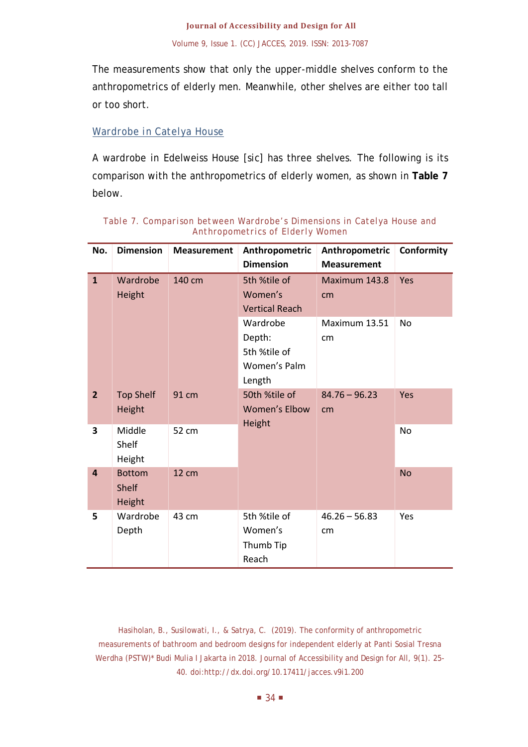The measurements show that only the upper-middle shelves conform to the anthropometrics of elderly men. Meanwhile, other shelves are either too tall or too short.

### Wardrobe in Catelya House

A wardrobe in Edelweiss House [sic] has three shelves. The following is its comparison with the anthropometrics of elderly women, as shown in **Table 7** below.

Table 7. Comparison between Wardrobe's Dimensions in Catelya House and Anthropometrics of Elderly Women

| No. | Dimension | Measurement | Anthropometric Dimension | Anthropometric Measurement | Conformity |
|---|---|---|---|---|---|
| **1** | Wardrobe Height | 140 cm | 5th %tile of Women's Vertical Reach | Maximum 143.8 cm | Yes |
| | | | Wardrobe Depth: 5th %tile of Women's Palm Length | Maximum 13.51 cm | No |
| **2** | Top Shelf Height | 91 cm | 50th %tile of Women's Elbow Height | 84.76 – 96.23 cm | Yes |
| **3** | Middle Shelf Height | 52 cm | | | No |
| **4** | Bottom Shelf Height | 12 cm | | | No |
| **5** | Wardrobe Depth | 43 cm | 5th %tile of Women's Thumb Tip Reach | 46.26 – 56.83 cm | Yes |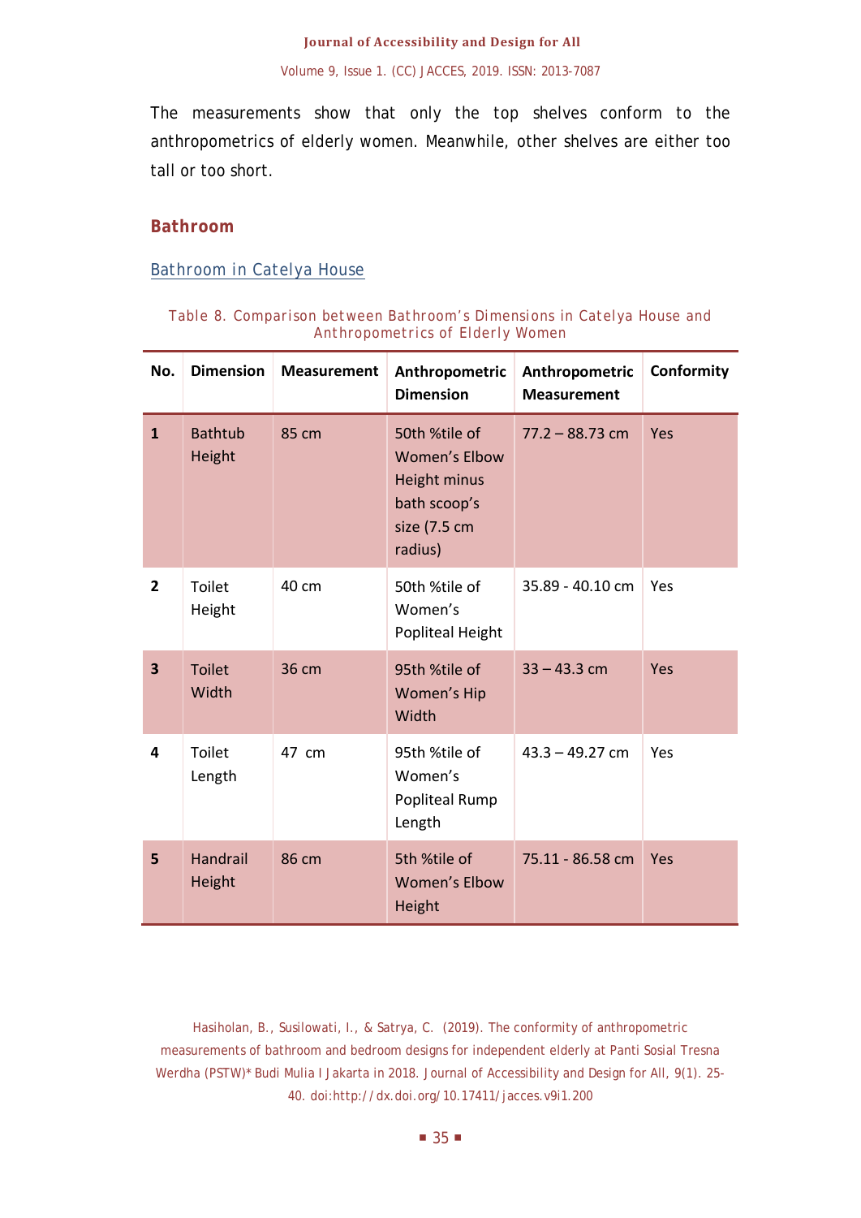The measurements show that only the top shelves conform to the anthropometrics of elderly women. Meanwhile, other shelves are either too tall or too short.

## Bathroom

### Bathroom in Catelya House

Table 8. Comparison between Bathroom's Dimensions in Catelya House and Anthropometrics of Elderly Women

| No. | Dimension | Measurement | Anthropometric Dimension | Anthropometric Measurement | Conformity |
|---|---|---|---|---|---|
| 1 | Bathtub Height | 85 cm | 50th %tile of Women's Elbow Height minus bath scoop's size (7.5 cm radius) | 77.2 – 88.73 cm | Yes |
| 2 | Toilet Height | 40 cm | 50th %tile of Women's Popliteal Height | 35.89 - 40.10 cm | Yes |
| 3 | Toilet Width | 36 cm | 95th %tile of Women's Hip Width | 33 – 43.3 cm | Yes |
| 4 | Toilet Length | 47 cm | 95th %tile of Women's Popliteal Rump Length | 43.3 – 49.27 cm | Yes |
| 5 | Handrail Height | 86 cm | 5th %tile of Women's Elbow Height | 75.11 - 86.58 cm | Yes |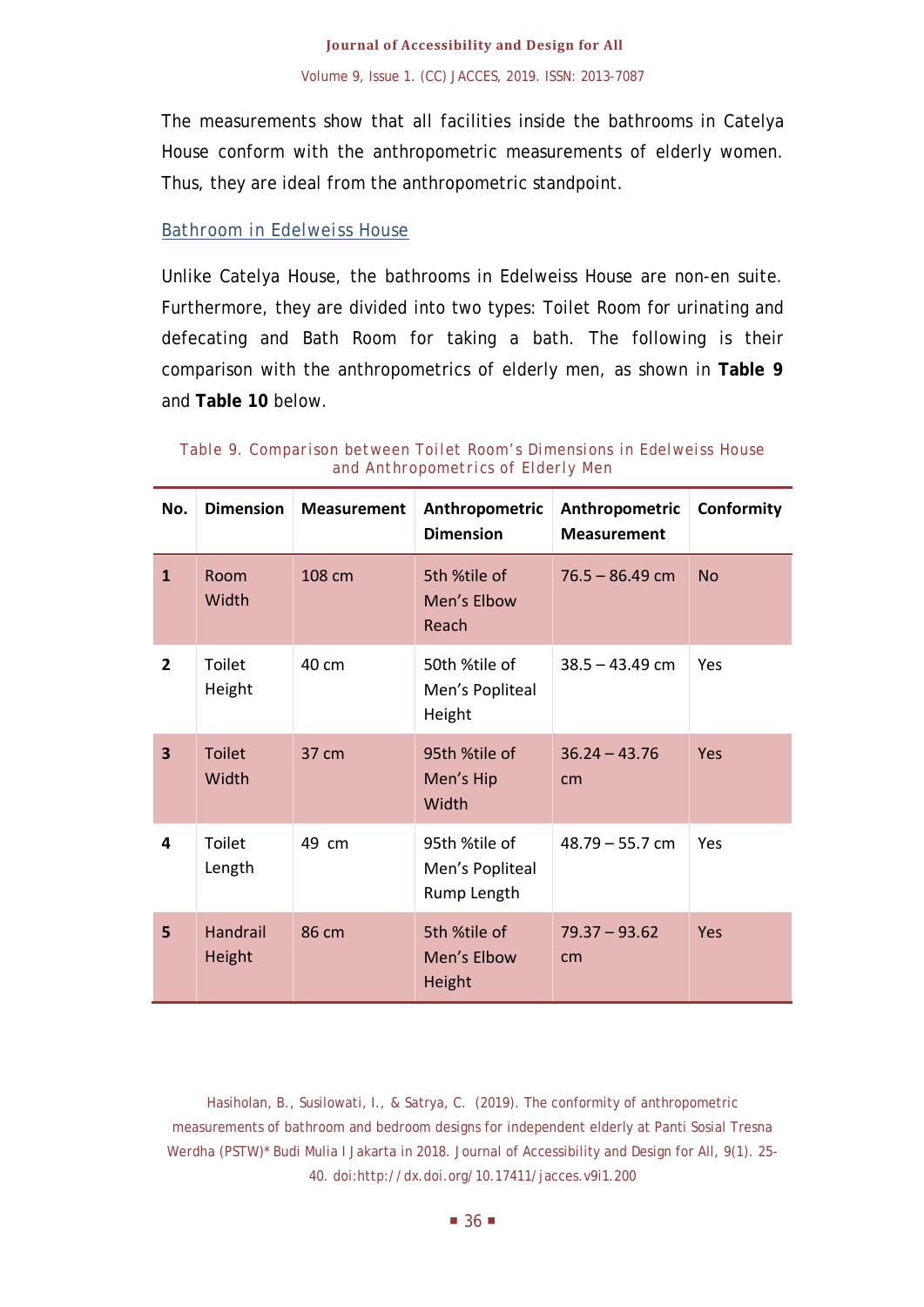The measurements show that all facilities inside the bathrooms in Catelya House conform with the anthropometric measurements of elderly women. Thus, they are ideal from the anthropometric standpoint.

### Bathroom in Edelweiss House

Unlike Catelya House, the bathrooms in Edelweiss House are non-en suite. Furthermore, they are divided into two types: Toilet Room for urinating and defecating and Bath Room for taking a bath. The following is their comparison with the anthropometrics of elderly men, as shown in **Table 9** and **Table 10** below.

Table 9. Comparison between Toilet Room's Dimensions in Edelweiss House and Anthropometrics of Elderly Men

| No. | Dimension | Measurement | Anthropometric Dimension | Anthropometric Measurement | Conformity |
|---|---|---|---|---|---|
| 1 | Room Width | 108 cm | 5th %tile of Men's Elbow Reach | 76.5 – 86.49 cm | No |
| 2 | Toilet Height | 40 cm | 50th %tile of Men's Popliteal Height | 38.5 – 43.49 cm | Yes |
| 3 | Toilet Width | 37 cm | 95th %tile of Men's Hip Width | 36.24 – 43.76 cm | Yes |
| 4 | Toilet Length | 49 cm | 95th %tile of Men's Popliteal Rump Length | 48.79 – 55.7 cm | Yes |
| 5 | Handrail Height | 86 cm | 5th %tile of Men's Elbow Height | 79.37 – 93.62 cm | Yes |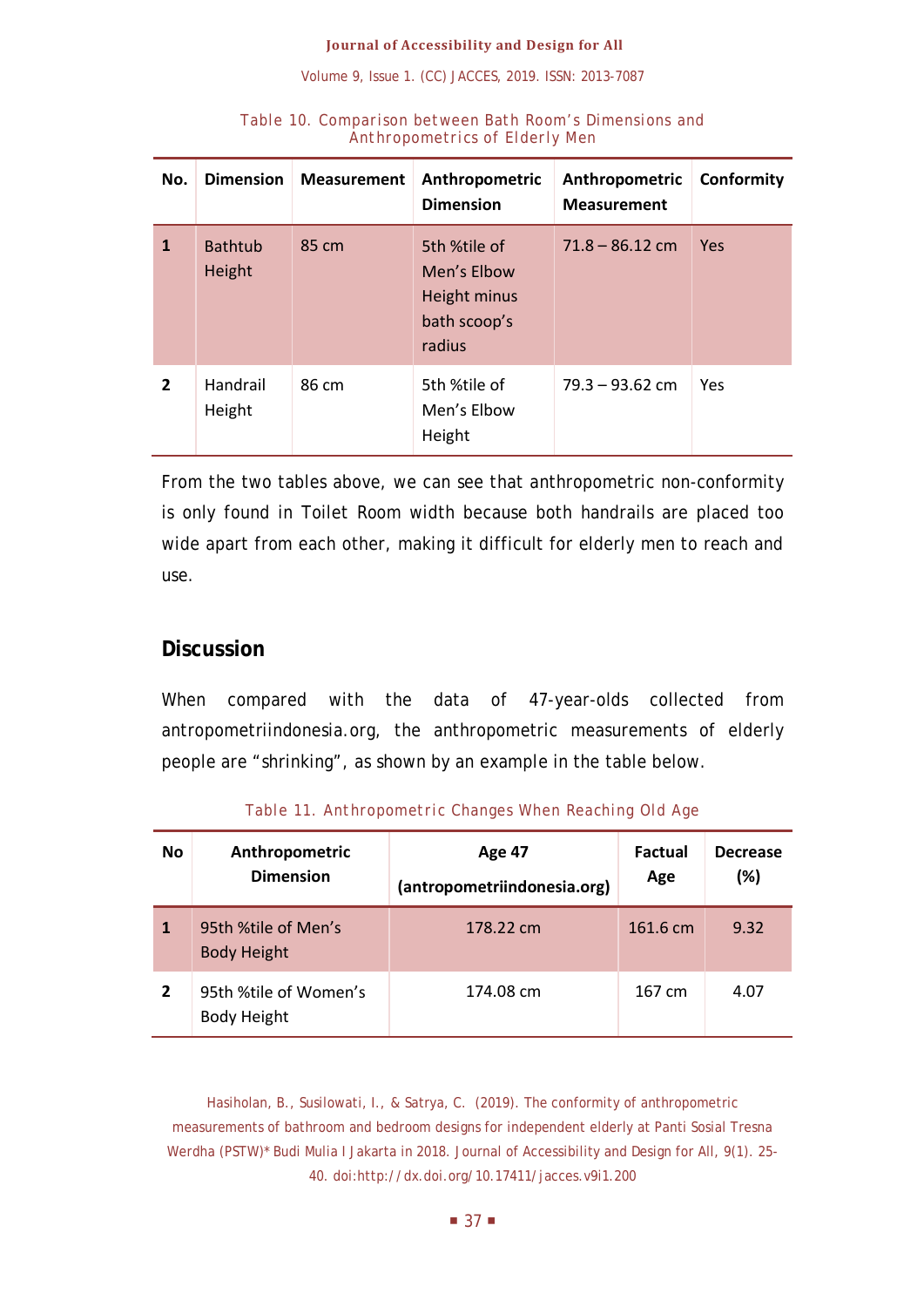Table 10. Comparison between Bath Room's Dimensions and Anthropometrics of Elderly Men

| No. | Dimension | Measurement | Anthropometric Dimension | Anthropometric Measurement | Conformity |
|---|---|---|---|---|---|
| 1 | Bathtub Height | 85 cm | 5th %tile of Men's Elbow Height minus bath scoop's radius | 71.8 – 86.12 cm | Yes |
| 2 | Handrail Height | 86 cm | 5th %tile of Men's Elbow Height | 79.3 – 93.62 cm | Yes |

From the two tables above, we can see that anthropometric non-conformity is only found in Toilet Room width because both handrails are placed too wide apart from each other, making it difficult for elderly men to reach and use.

## Discussion

When compared with the data of 47-year-olds collected from antropometriindonesia.org, the anthropometric measurements of elderly people are "shrinking", as shown by an example in the table below.

Table 11. Anthropometric Changes When Reaching Old Age

| No | Anthropometric Dimension | Age 47 (antropometriindonesia.org) | Factual Age | Decrease (%) |
|---|---|---|---|---|
| 1 | 95th %tile of Men's Body Height | 178.22 cm | 161.6 cm | 9.32 |
| 2 | 95th %tile of Women's Body Height | 174.08 cm | 167 cm | 4.07 |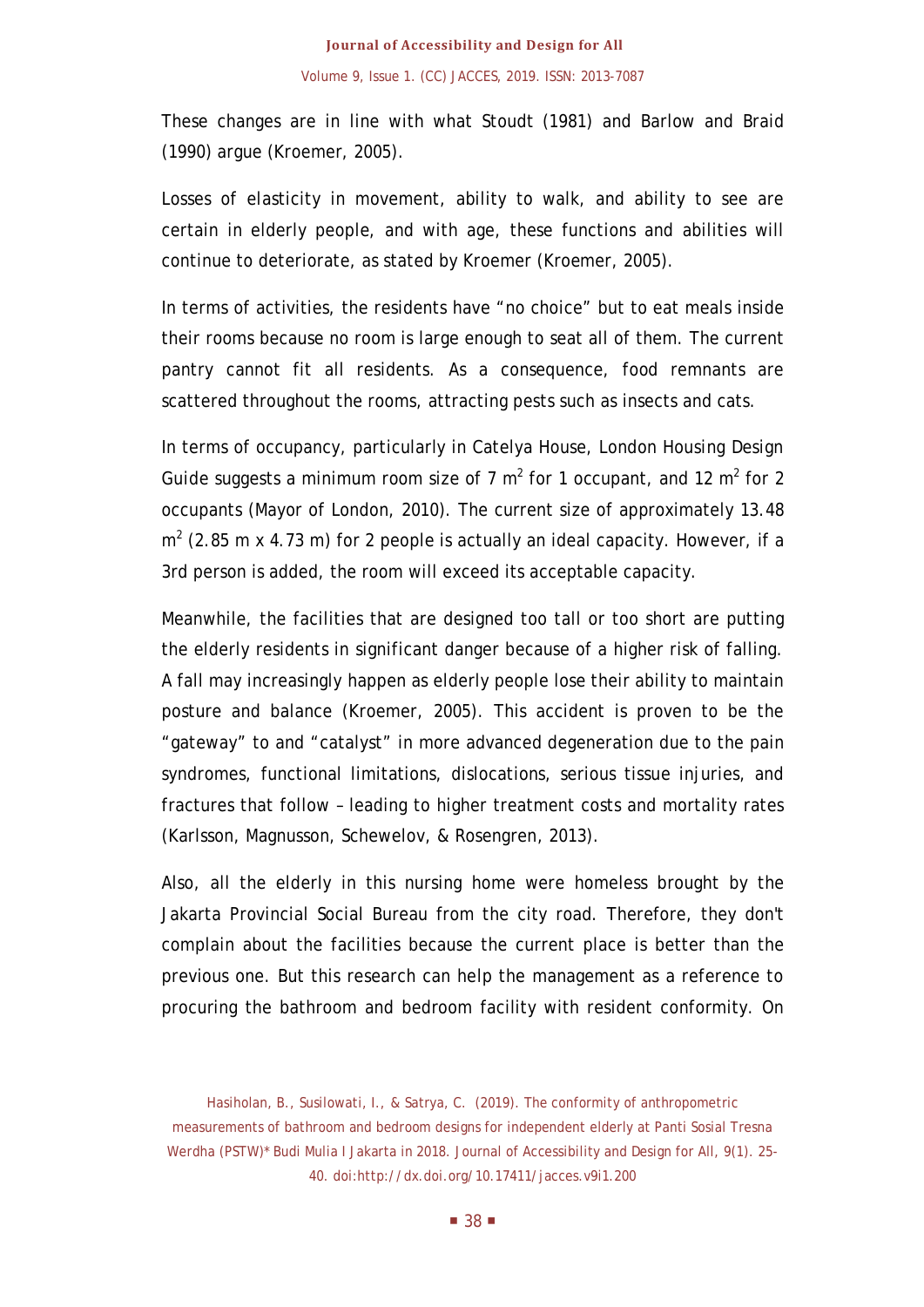These changes are in line with what Stoudt (1981) and Barlow and Braid (1990) argue (Kroemer, 2005).

Losses of elasticity in movement, ability to walk, and ability to see are certain in elderly people, and with age, these functions and abilities will continue to deteriorate, as stated by Kroemer (Kroemer, 2005).

In terms of activities, the residents have "no choice" but to eat meals inside their rooms because no room is large enough to seat all of them. The current pantry cannot fit all residents. As a consequence, food remnants are scattered throughout the rooms, attracting pests such as insects and cats.

In terms of occupancy, particularly in Catelya House, London Housing Design Guide suggests a minimum room size of 7 $m^2$ for 1 occupant, and 12 $m^2$ for 2 occupants (Mayor of London, 2010). The current size of approximately 13.48 $m^2$ (2.85 m x 4.73 m) for 2 people is actually an ideal capacity. However, if a 3rd person is added, the room will exceed its acceptable capacity.

Meanwhile, the facilities that are designed too tall or too short are putting the elderly residents in significant danger because of a higher risk of falling. A fall may increasingly happen as elderly people lose their ability to maintain posture and balance (Kroemer, 2005). This accident is proven to be the "gateway" to and "catalyst" in more advanced degeneration due to the pain syndromes, functional limitations, dislocations, serious tissue injuries, and fractures that follow – leading to higher treatment costs and mortality rates (Karlsson, Magnusson, Schewelov, & Rosengren, 2013).

Also, all the elderly in this nursing home were homeless brought by the Jakarta Provincial Social Bureau from the city road. Therefore, they don't complain about the facilities because the current place is better than the previous one. But this research can help the management as a reference to procuring the bathroom and bedroom facility with resident conformity. On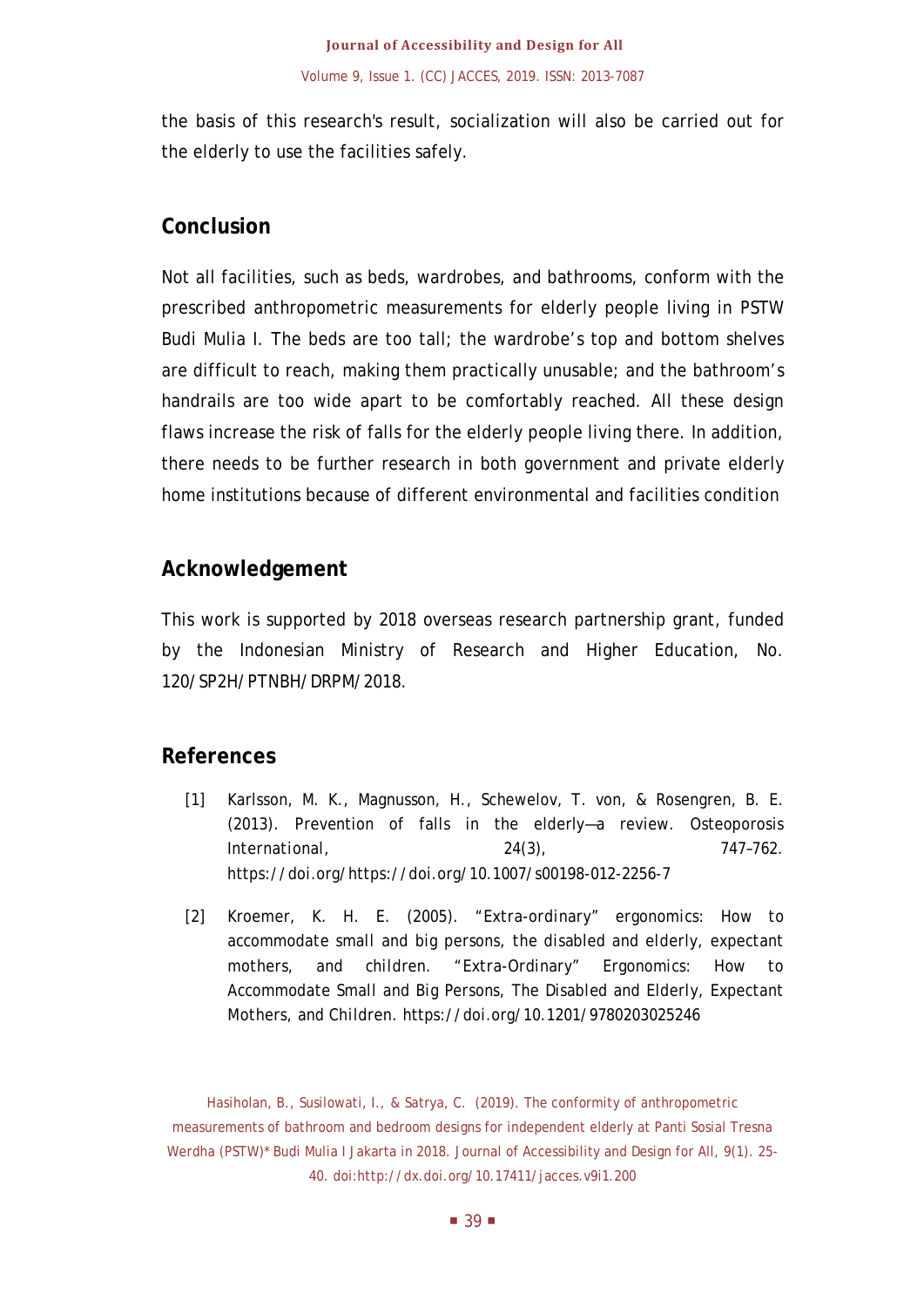the basis of this research's result, socialization will also be carried out for the elderly to use the facilities safely.

## Conclusion

Not all facilities, such as beds, wardrobes, and bathrooms, conform with the prescribed anthropometric measurements for elderly people living in PSTW Budi Mulia I. The beds are too tall; the wardrobe's top and bottom shelves are difficult to reach, making them practically unusable; and the bathroom's handrails are too wide apart to be comfortably reached. All these design flaws increase the risk of falls for the elderly people living there. In addition, there needs to be further research in both government and private elderly home institutions because of different environmental and facilities condition

## Acknowledgement

This work is supported by 2018 overseas research partnership grant, funded by the Indonesian Ministry of Research and Higher Education, No. 120/SP2H/PTNBH/DRPM/2018.

## References

[1] Karlsson, M. K., Magnusson, H., Schewelov, T. von, & Rosengren, B. E. (2013). Prevention of falls in the elderly—a review. Osteoporosis International, 24(3), 747–762. https://doi.org/https://doi.org/10.1007/s00198-012-2256-7

[2] Kroemer, K. H. E. (2005). "Extra-ordinary" ergonomics: How to accommodate small and big persons, the disabled and elderly, expectant mothers, and children. "Extra-Ordinary" Ergonomics: How to Accommodate Small and Big Persons, The Disabled and Elderly, Expectant Mothers, and Children. https://doi.org/10.1201/9780203025246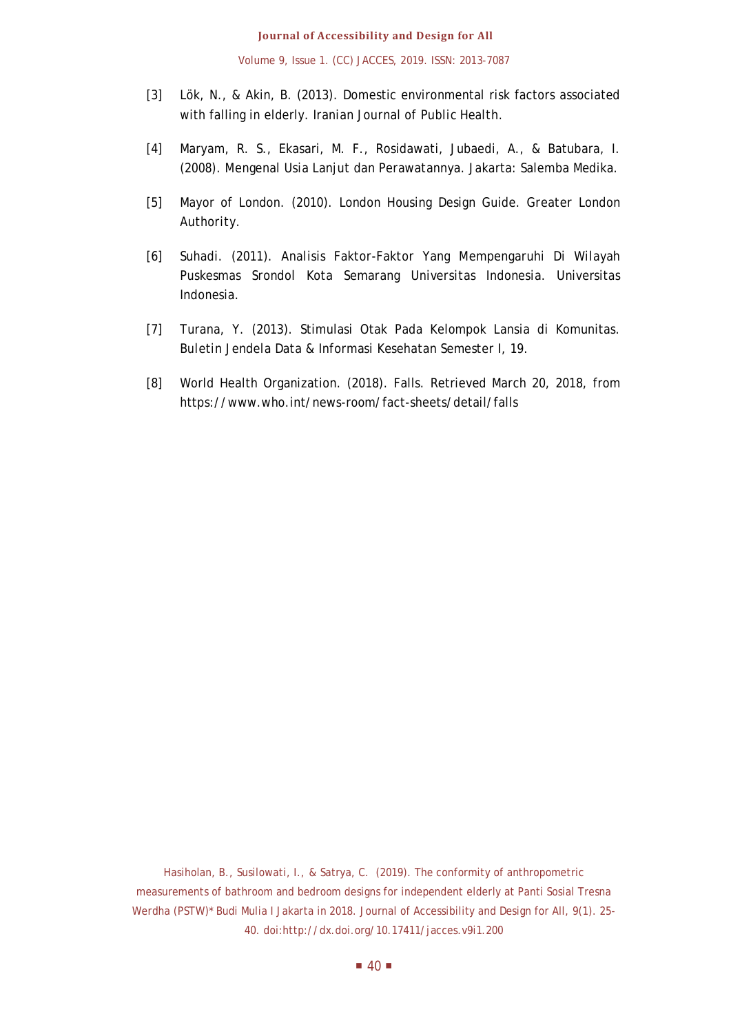[3] Lök, N., & Akin, B. (2013). Domestic environmental risk factors associated with falling in elderly. Iranian Journal of Public Health.

[4] Maryam, R. S., Ekasari, M. F., Rosidawati, Jubaedi, A., & Batubara, I. (2008). Mengenal Usia Lanjut dan Perawatannya. Jakarta: Salemba Medika.

[5] Mayor of London. (2010). London Housing Design Guide. Greater London Authority.

[6] Suhadi. (2011). Analisis Faktor-Faktor Yang Mempengaruhi Di Wilayah Puskesmas Srondol Kota Semarang Universitas Indonesia. Universitas Indonesia.

[7] Turana, Y. (2013). Stimulasi Otak Pada Kelompok Lansia di Komunitas. Buletin Jendela Data & Informasi Kesehatan Semester I, 19.

[8] World Health Organization. (2018). Falls. Retrieved March 20, 2018, from https://www.who.int/news-room/fact-sheets/detail/falls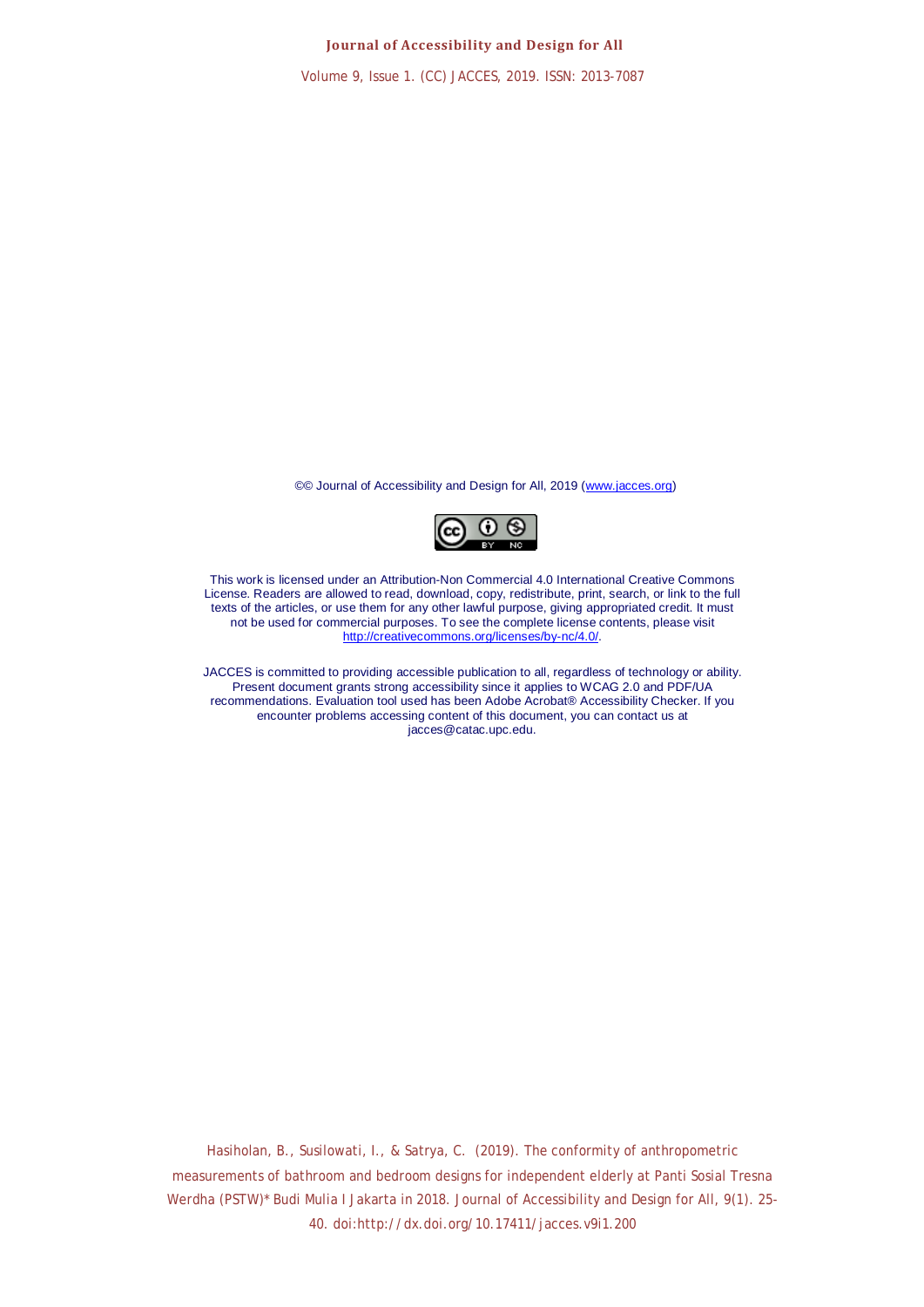©© Journal of Accessibility and Design for All, 2019 ([www.jacces.org](http://www.jacces.org))

This work is licensed under an Attribution-Non Commercial 4.0 International Creative Commons License. Readers are allowed to read, download, copy, redistribute, print, search, or link to the full texts of the articles, or use them for any other lawful purpose, giving appropriated credit. It must not be used for commercial purposes. To see the complete license contents, please visit [http://creativecommons.org/licenses/by-nc/4.0/](http://creativecommons.org/licenses/by-nc/4.0/).

JACCES is committed to providing accessible publication to all, regardless of technology or ability. Present document grants strong accessibility since it applies to WCAG 2.0 and PDF/UA recommendations. Evaluation tool used has been Adobe Acrobat® Accessibility Checker. If you encounter problems accessing content of this document, you can contact us at jacces@catac.upc.edu.

Hasiholan, B., Susilowati, I., & Satrya, C. (2019). The conformity of anthropometric measurements of bathroom and bedroom designs for independent elderly at Panti Sosial Tresna Werdha (PSTW)* Budi Mulia I Jakarta in 2018. Journal of Accessibility and Design for All, 9(1). 25-40. doi:http://dx.doi.org/10.17411/jacces.v9i1.200